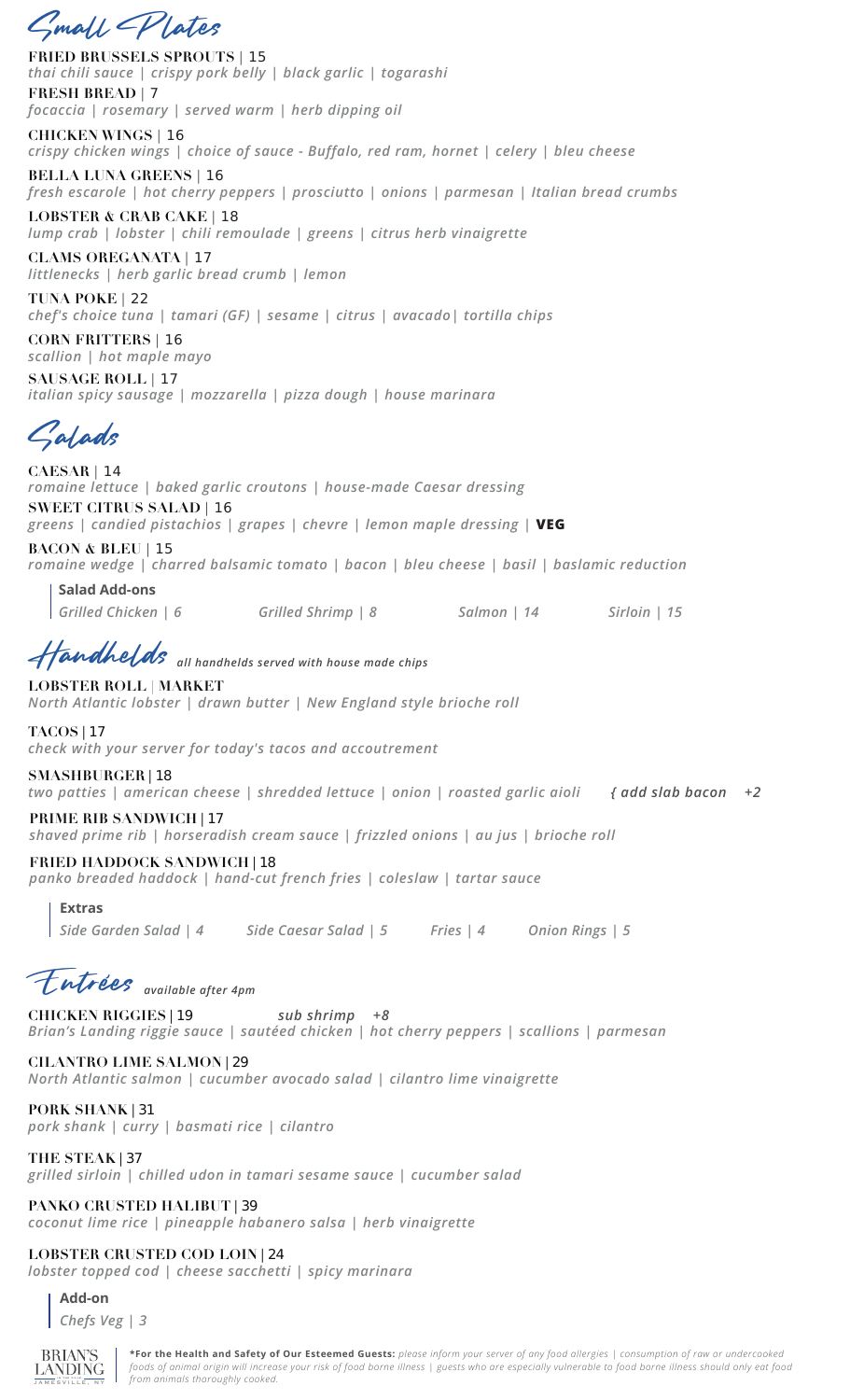# Small Plates

**FRIED BRUSSELS SPROUTS** | 15
*thai chili sauce | crispy pork belly | black garlic | togarashi*

**FRESH BREAD** | 7
*focaccia | rosemary | served warm | herb dipping oil*

**CHICKEN WINGS** | 16
*crispy chicken wings | choice of sauce - Buffalo, red ram, hornet | celery | bleu cheese*

**BELLA LUNA GREENS** | 16
*fresh escarole | hot cherry peppers | prosciutto | onions | parmesan | Italian bread crumbs*

**LOBSTER & CRAB CAKE** | 18
*lump crab | lobster | chili remoulade | greens | citrus herb vinaigrette*

**CLAMS OREGANATA** | 17
*littlenecks | herb garlic bread crumb | lemon*

**TUNA POKE** | 22
*chef's choice tuna | tamari (GF) | sesame | citrus | avacado| tortilla chips*

**CORN FRITTERS** | 16
*scallion | hot maple mayo*

**SAUSAGE ROLL** | 17
*italian spicy sausage | mozzarella | pizza dough | house marinara*

# Salads

**CAESAR** | 14
*romaine lettuce | baked garlic croutons | house-made Caesar dressing*

**SWEET CITRUS SALAD** | 16
*greens | candied pistachios | grapes | chevre | lemon maple dressing |* **VEG**

**BACON & BLEU** | 15
*romaine wedge | charred balsamic tomato | bacon | bleu cheese | basil | baslamic reduction*

**Salad Add-ons**
*Grilled Chicken | 6* *Grilled Shrimp | 8* *Salmon | 14* *Sirloin | 15*

# Handhelds *all handhelds served with house made chips*

**LOBSTER ROLL** | **MARKET**
*North Atlantic lobster | drawn butter | New England style brioche roll*

**TACOS** | 17
*check with your server for today's tacos and accoutrement*

**SMASHBURGER** | 18
*two patties | american cheese | shredded lettuce | onion | roasted garlic aioli* *{ add slab bacon +2*

**PRIME RIB SANDWICH** | 17
*shaved prime rib | horseradish cream sauce | frizzled onions | au jus | brioche roll*

**FRIED HADDOCK SANDWICH** | 18
*panko breaded haddock | hand-cut french fries | coleslaw | tartar sauce*

**Extras**
*Side Garden Salad | 4* *Side Caesar Salad | 5* *Fries | 4* *Onion Rings | 5*

# Entrées *available after 4pm*

**CHICKEN RIGGIES** | 19 *sub shrimp +8*
*Brian's Landing riggie sauce | sautéed chicken | hot cherry peppers | scallions | parmesan*

**CILANTRO LIME SALMON** | 29
*North Atlantic salmon | cucumber avocado salad | cilantro lime vinaigrette*

**PORK SHANK** | 31
*pork shank | curry | basmati rice | cilantro*

**THE STEAK** | 37
*grilled sirloin | chilled udon in tamari sesame sauce | cucumber salad*

**PANKO CRUSTED HALIBUT** | 39
*coconut lime rice | pineapple habanero salsa | herb vinaigrette*

**LOBSTER CRUSTED COD LOIN** | 24
*lobster topped cod | cheese sacchetti | spicy marinara*

**Add-on**
*Chefs Veg | 3*

BRIAN'S LANDING JAMESVILLE, NY

**\*For the Health and Safety of Our Esteemed Guests:** *please inform your server of any food allergies | consumption of raw or undercooked foods of animal origin will increase your risk of food borne illness | guests who are especially vulnerable to food borne illness should only eat food from animals thoroughly cooked.*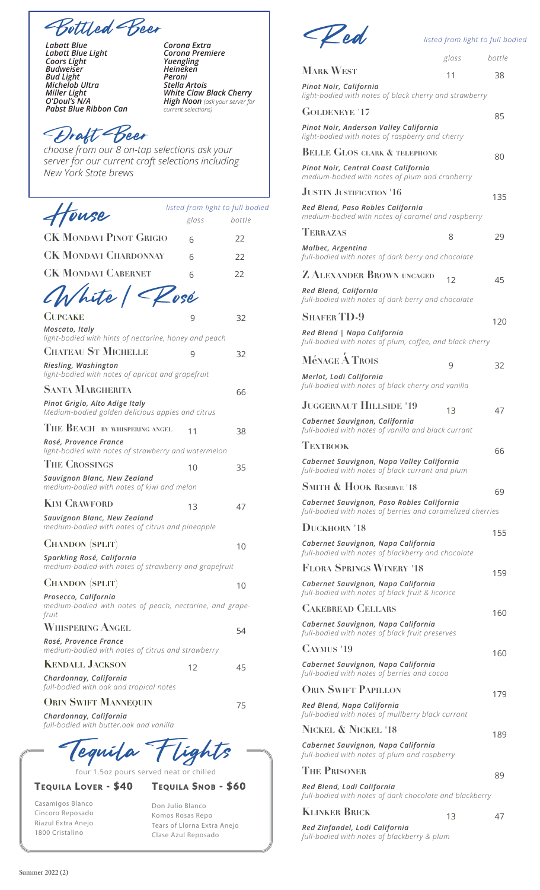## Bottled Beer

*Labatt Blue*
*Labatt Blue Light*
*Coors Light*
*Budweiser*
*Bud Light*
*Michelob Ultra*
*Miller Light*
*O'Doul's N/A*
*Pabst Blue Ribbon Can*
*Corona Extra*
*Corona Premiere*
*Yuengling*
*Heineken*
*Peroni*
*Stella Artois*
*White Claw Black Cherry*
*High Noon* *(ask your server for current selections)*

## Draft Beer

*choose from our 8 on-tap selections ask your server for our current craft selections including New York State brews*

## House

*listed from light to full bodied*

| | glass | bottle |
|---|---|---|
| CK Mondavi Pinot Grigio | 6 | 22 |
| CK Mondavi Chardonnay | 6 | 22 |
| CK Mondavi Cabernet | 6 | 22 |

## White / Rosé

| | glass | bottle |
|---|---|---|
| **Cupcake**<br>*Moscato, Italy*<br>*light-bodied with hints of nectarine, honey and peach* | 9 | 32 |
| **Chateau St Michelle**<br>*Riesling, Washington*<br>*light-bodied with notes of apricot and grapefruit* | 9 | 32 |
| **Santa Margherita**<br>*Pinot Grigio, Alto Adige Italy*<br>*Medium-bodied golden delicious apples and citrus* | | 66 |
| **The Beach by Whispering Angel**<br>*Rosé, Provence France*<br>*light-bodied with notes of strawberry and watermelon* | 11 | 38 |
| **The Crossings**<br>*Sauvignon Blanc, New Zealand*<br>*medium-bodied with notes of kiwi and melon* | 10 | 35 |
| **Kim Crawford**<br>*Sauvignon Blanc, New Zealand*<br>*medium-bodied with notes of citrus and pineapple* | 13 | 47 |
| **Chandon (split)**<br>*Sparkling Rosé, California*<br>*medium-bodied with notes of strawberry and grapefruit* | | 10 |
| **Chandon (split)**<br>*Prosecco, California*<br>*medium-bodied with notes of peach, nectarine, and grapefruit* | | 10 |
| **Whispering Angel**<br>*Rosé, Provence France*<br>*medium-bodied with notes of citrus and strawberry* | | 54 |
| **Kendall Jackson**<br>*Chardonnay, California*<br>*full-bodied with oak and tropical notes* | 12 | 45 |
| **Orin Swift Mannequin**<br>*Chardonnay, California*<br>*full-bodied with butter,oak and vanilla* | | 75 |

## Tequila Flights

four 1.5oz pours served neat or chilled

**Tequila Lover - $40**

Casamigos Blanco
Cincoro Reposado
Riazul Extra Anejo
1800 Cristalino

**Tequila Snob - $60**

Don Julio Blanco
Komos Rosas Repo
Tears of Llorna Extra Anejo
Clase Azul Reposado

## Red

*listed from light to full bodied*

| | glass | bottle |
|---|---|---|
| **Mark West**<br>*Pinot Noir, California*<br>*light-bodied with notes of black cherry and strawberry* | 11 | 38 |
| **Goldeneye '17**<br>*Pinot Noir, Anderson Valley California*<br>*light-bodied with notes of raspberry and cherry* | | 85 |
| **Belle Glos Clark & Telephone**<br>*Pinot Noir, Central Coast California*<br>*medium-bodied with notes of plum and cranberry* | | 80 |
| **Justin Justification '16**<br>*Red Blend, Paso Robles California*<br>*medium-bodied with notes of caramel and raspberry* | | 135 |
| **Terrazas**<br>*Malbec, Argentina*<br>*full-bodied with notes of dark berry and chocolate* | 8 | 29 |
| **Z Alexander Brown Uncaged**<br>*Red Blend, California*<br>*full-bodied with notes of dark berry and chocolate* | 12 | 45 |
| **Shafer TD-9**<br>*Red Blend \| Napa California*<br>*full-bodied with notes of plum, coffee, and black cherry* | | 120 |
| **Ménage À Trois**<br>*Merlot, Lodi California*<br>*full-bodied with notes of black cherry and vanilla* | 9 | 32 |
| **Juggernaut Hillside '19**<br>*Cabernet Sauvignon, California*<br>*full-bodied with notes of vanilla and black currant* | 13 | 47 |
| **Textbook**<br>*Cabernet Sauvignon, Napa Valley California*<br>*full-bodied with notes of black currant and plum* | | 66 |
| **Smith & Hook Reserve '18**<br>*Cabernet Sauvignon, Paso Robles California*<br>*full-bodied with notes of berries and caramelized cherries* | | 69 |
| **Duckhorn '18**<br>*Cabernet Sauvignon, Napa California*<br>*full-bodied with notes of blackberry and chocolate* | | 155 |
| **Flora Springs Winery '18**<br>*Cabernet Sauvignon, Napa California*<br>*full-bodied with notes of black fruit & licorice* | | 159 |
| **Cakebread Cellars**<br>*Cabernet Sauvignon, Napa California*<br>*full-bodied with notes of black fruit preserves* | | 160 |
| **Caymus '19**<br>*Cabernet Sauvignon, Napa California*<br>*full-bodied with notes of berries and cocoa* | | 160 |
| **Orin Swift Papillon**<br>*Red Blend, Napa California*<br>*full-bodied with notes of mullberry black currant* | | 179 |
| **Nickel & Nickel '18**<br>*Cabernet Sauvignon, Napa California*<br>*full-bodied with notes of plum and raspberry* | | 189 |
| **The Prisoner**<br>*Red Blend, Lodi California*<br>*full-bodied with notes of dark chocolate and blackberry* | | 89 |
| **Klinker Brick**<br>*Red Zinfandel, Lodi California*<br>*full-bodied with notes of blackberry & plum* | 13 | 47 |

Summer 2022 (2)